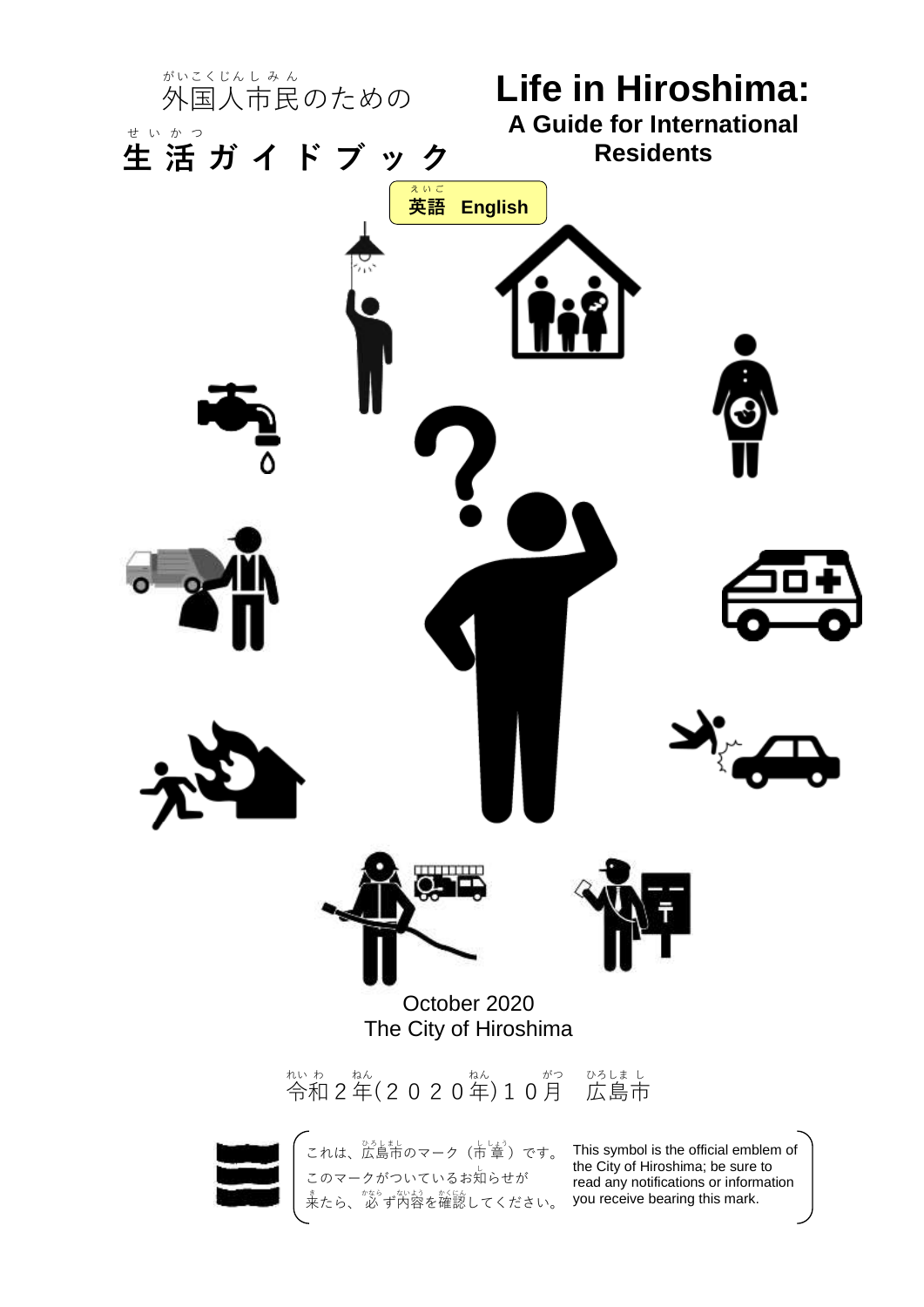# 外国人市民のための生活ガイドブック

# Life in Hiroshima:

## A Guide for International Residents

**英語 English**

October 2020
The City of Hiroshima

令和２年(２０２０年)１０月　広島市

これは、広島市のマーク（市章）です。このマークがついているお知らせが来たら、必ず内容を確認してください。

This symbol is the official emblem of the City of Hiroshima; be sure to read any notifications or information you receive bearing this mark.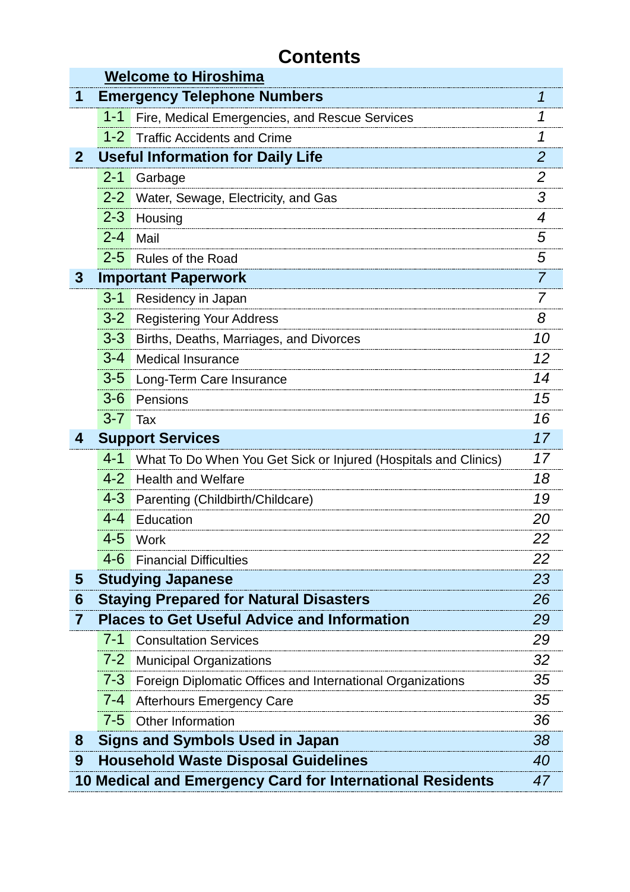# Contents

| | | |
|---|---|---|
| **Welcome to Hiroshima** | | |
| **1** | **Emergency Telephone Numbers** | *1* |
| 1-1 | Fire, Medical Emergencies, and Rescue Services | *1* |
| 1-2 | Traffic Accidents and Crime | *1* |
| **2** | **Useful Information for Daily Life** | *2* |
| 2-1 | Garbage | *2* |
| 2-2 | Water, Sewage, Electricity, and Gas | *3* |
| 2-3 | Housing | *4* |
| 2-4 | Mail | *5* |
| 2-5 | Rules of the Road | *5* |
| **3** | **Important Paperwork** | *7* |
| 3-1 | Residency in Japan | *7* |
| 3-2 | Registering Your Address | *8* |
| 3-3 | Births, Deaths, Marriages, and Divorces | *10* |
| 3-4 | Medical Insurance | *12* |
| 3-5 | Long-Term Care Insurance | *14* |
| 3-6 | Pensions | *15* |
| 3-7 | Tax | *16* |
| **4** | **Support Services** | *17* |
| 4-1 | What To Do When You Get Sick or Injured (Hospitals and Clinics) | *17* |
| 4-2 | Health and Welfare | *18* |
| 4-3 | Parenting (Childbirth/Childcare) | *19* |
| 4-4 | Education | *20* |
| 4-5 | Work | *22* |
| 4-6 | Financial Difficulties | *22* |
| **5** | **Studying Japanese** | *23* |
| **6** | **Staying Prepared for Natural Disasters** | *26* |
| **7** | **Places to Get Useful Advice and Information** | *29* |
| 7-1 | Consultation Services | *29* |
| 7-2 | Municipal Organizations | *32* |
| 7-3 | Foreign Diplomatic Offices and International Organizations | *35* |
| 7-4 | Afterhours Emergency Care | *35* |
| 7-5 | Other Information | *36* |
| **8** | **Signs and Symbols Used in Japan** | *38* |
| **9** | **Household Waste Disposal Guidelines** | *40* |
| **10** | **Medical and Emergency Card for International Residents** | *47* |